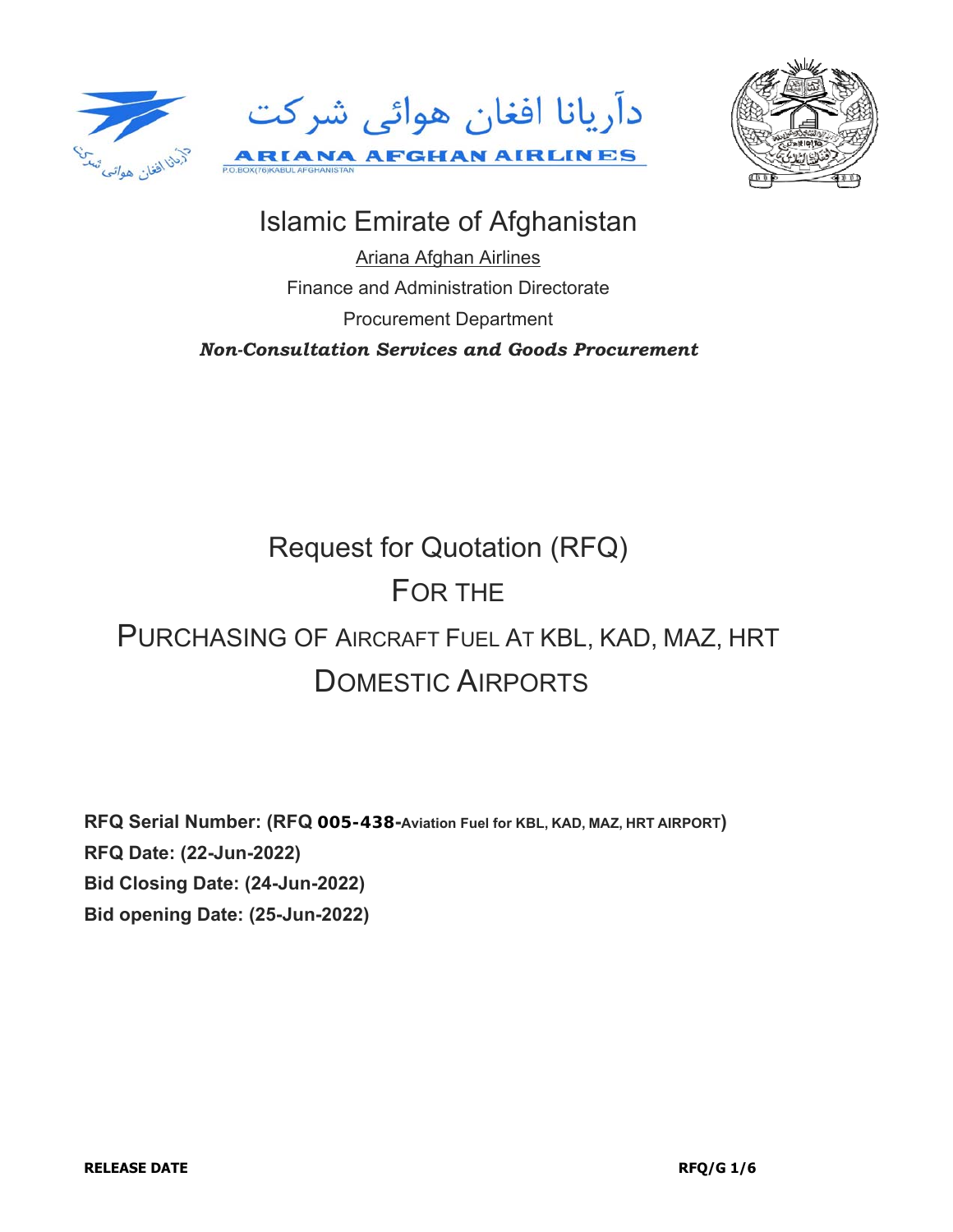دآریانا افغان هوائی شرکت

ARIANA AFGHAN AIRLINES

P.O.BOX(76)KABUL AFGHANISTAN

# Islamic Emirate of Afghanistan

Ariana Afghan Airlines

Finance and Administration Directorate

Procurement Department

***Non-Consultation Services and Goods Procurement***

# Request for Quotation (RFQ)

# FOR THE

# PURCHASING OF AIRCRAFT FUEL AT KBL, KAD, MAZ, HRT DOMESTIC AIRPORTS

**RFQ Serial Number: (RFQ 005-438-Aviation Fuel for KBL, KAD, MAZ, HRT AIRPORT)**
**RFQ Date: (22-Jun-2022)**
**Bid Closing Date: (24-Jun-2022)**
**Bid opening Date: (25-Jun-2022)**

**RELEASE DATE**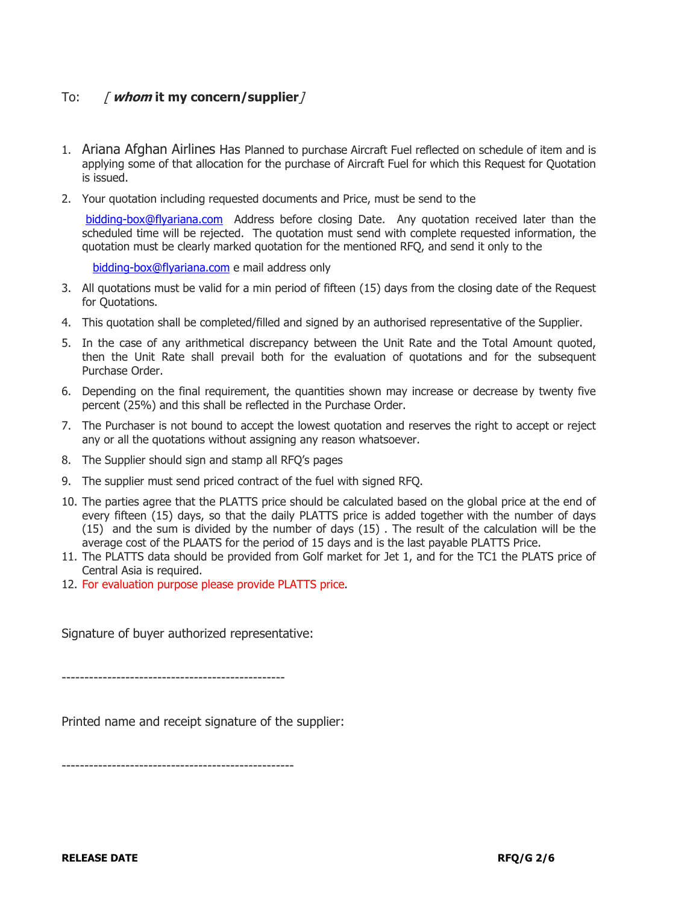To: *[ **whom** **it my concern/supplier** ]*

1. Ariana Afghan Airlines Has Planned to purchase Aircraft Fuel reflected on schedule of item and is applying some of that allocation for the purchase of Aircraft Fuel for which this Request for Quotation is issued.
2. Your quotation including requested documents and Price, must be send to the

   bidding-box@flyariana.com Address before closing Date. Any quotation received later than the scheduled time will be rejected. The quotation must send with complete requested information, the quotation must be clearly marked quotation for the mentioned RFQ, and send it only to the

   bidding-box@flyariana.com e mail address only
3. All quotations must be valid for a min period of fifteen (15) days from the closing date of the Request for Quotations.
4. This quotation shall be completed/filled and signed by an authorised representative of the Supplier.
5. In the case of any arithmetical discrepancy between the Unit Rate and the Total Amount quoted, then the Unit Rate shall prevail both for the evaluation of quotations and for the subsequent Purchase Order.
6. Depending on the final requirement, the quantities shown may increase or decrease by twenty five percent (25%) and this shall be reflected in the Purchase Order.
7. The Purchaser is not bound to accept the lowest quotation and reserves the right to accept or reject any or all the quotations without assigning any reason whatsoever.
8. The Supplier should sign and stamp all RFQ's pages
9. The supplier must send priced contract of the fuel with signed RFQ.
10. The parties agree that the PLATTS price should be calculated based on the global price at the end of every fifteen (15) days, so that the daily PLATTS price is added together with the number of days (15) and the sum is divided by the number of days (15) . The result of the calculation will be the average cost of the PLAATS for the period of 15 days and is the last payable PLATTS Price.
11. The PLATTS data should be provided from Golf market for Jet 1, and for the TC1 the PLATS price of Central Asia is required.
12. For evaluation purpose please provide PLATTS price.

Signature of buyer authorized representative:

-------------------------------------------------

Printed name and receipt signature of the supplier:

---------------------------------------------------

**RELEASE DATE**

**RFQ/G**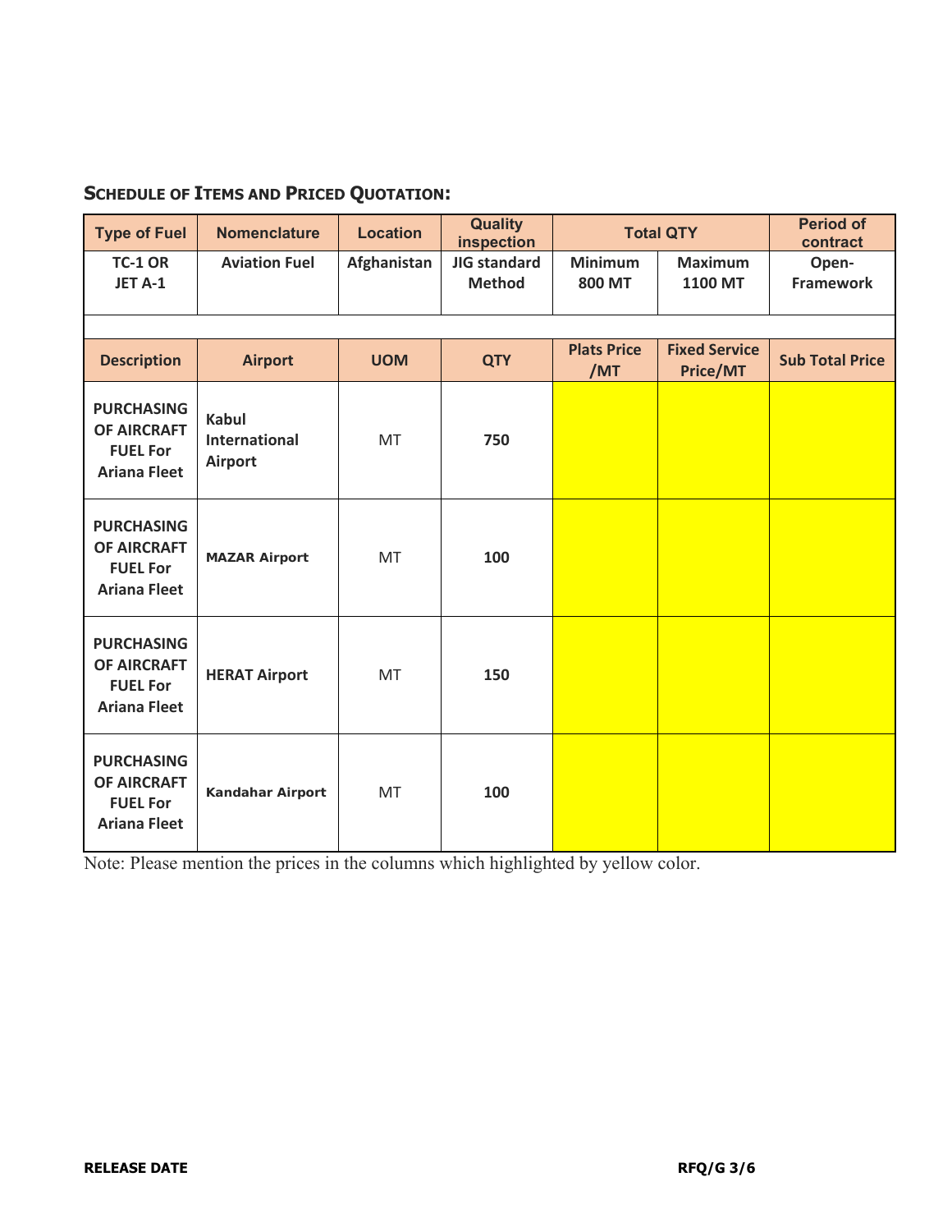**SCHEDULE OF ITEMS AND PRICED QUOTATION:**

| Type of Fuel | Nomenclature | Location | Quality inspection | Total QTY | | Period of contract |
|---|---|---|---|---|---|---|
| **TC-1 OR JET A-1** | **Aviation Fuel** | **Afghanistan** | **JIG standard Method** | **Minimum 800 MT** | **Maximum 1100 MT** | **Open-Framework** |
| | | | | | | |
| **Description** | **Airport** | **UOM** | **QTY** | **Plats Price /MT** | **Fixed Service Price/MT** | **Sub Total Price** |
| **PURCHASING OF AIRCRAFT FUEL For Ariana Fleet** | **Kabul International Airport** | MT | **750** | | | |
| **PURCHASING OF AIRCRAFT FUEL For Ariana Fleet** | **MAZAR Airport** | MT | **100** | | | |
| **PURCHASING OF AIRCRAFT FUEL For Ariana Fleet** | **HERAT Airport** | MT | **150** | | | |
| **PURCHASING OF AIRCRAFT FUEL For Ariana Fleet** | **Kandahar Airport** | MT | **100** | | | |

Note: Please mention the prices in the columns which highlighted by yellow color.

**RELEASE DATE**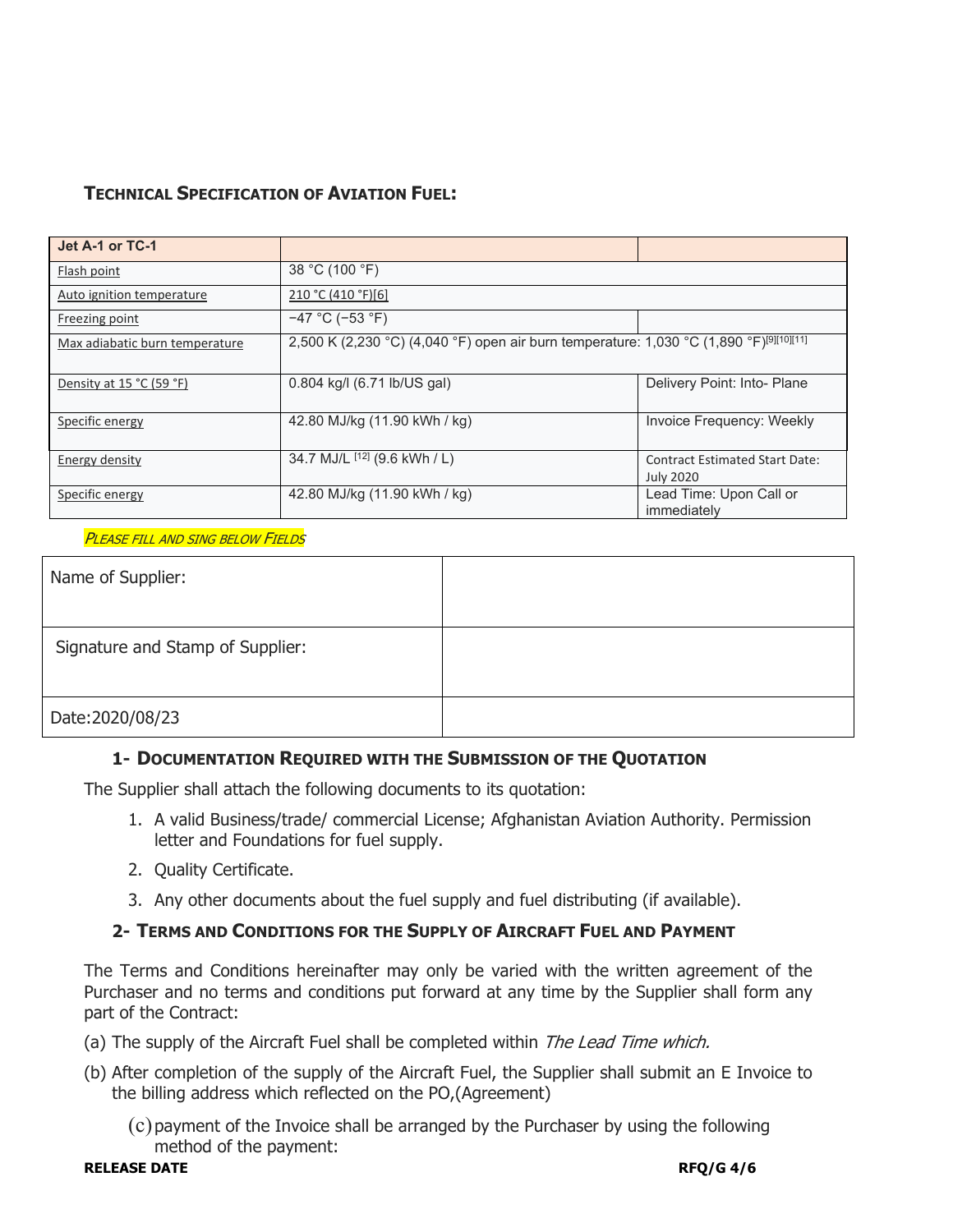## Technical Specification of Aviation Fuel:

| Jet A-1 or TC-1 | | |
|---|---|---|
| Flash point | 38 °C (100 °F) | |
| Auto ignition temperature | 210 °C (410 °F)[6] | |
| Freezing point | −47 °C (−53 °F) | |
| Max adiabatic burn temperature | 2,500 K (2,230 °C) (4,040 °F) open air burn temperature: 1,030 °C (1,890 °F)[9][10][11] | |
| Density at 15 °C (59 °F) | 0.804 kg/l (6.71 lb/US gal) | Delivery Point: Into- Plane |
| Specific energy | 42.80 MJ/kg (11.90 kWh / kg) | Invoice Frequency: Weekly |
| Energy density | 34.7 MJ/L [12] (9.6 kWh / L) | Contract Estimated Start Date: July 2020 |
| Specific energy | 42.80 MJ/kg (11.90 kWh / kg) | Lead Time: Upon Call or immediately |

*Please fill and sing below Fields*

| Name of Supplier: | |
|---|---|
| Signature and Stamp of Supplier: | |
| Date:2020/08/23 | |

### 1- Documentation Required with the Submission of the Quotation

The Supplier shall attach the following documents to its quotation:

1. A valid Business/trade/ commercial License; Afghanistan Aviation Authority. Permission letter and Foundations for fuel supply.
2. Quality Certificate.
3. Any other documents about the fuel supply and fuel distributing (if available).

### 2- Terms and Conditions for the Supply of Aircraft Fuel and Payment

The Terms and Conditions hereinafter may only be varied with the written agreement of the Purchaser and no terms and conditions put forward at any time by the Supplier shall form any part of the Contract:

(a) The supply of the Aircraft Fuel shall be completed within *The Lead Time which.*

(b) After completion of the supply of the Aircraft Fuel, the Supplier shall submit an E Invoice to the billing address which reflected on the PO,(Agreement)

(c) payment of the Invoice shall be arranged by the Purchaser by using the following method of the payment:

**RELEASE DATE**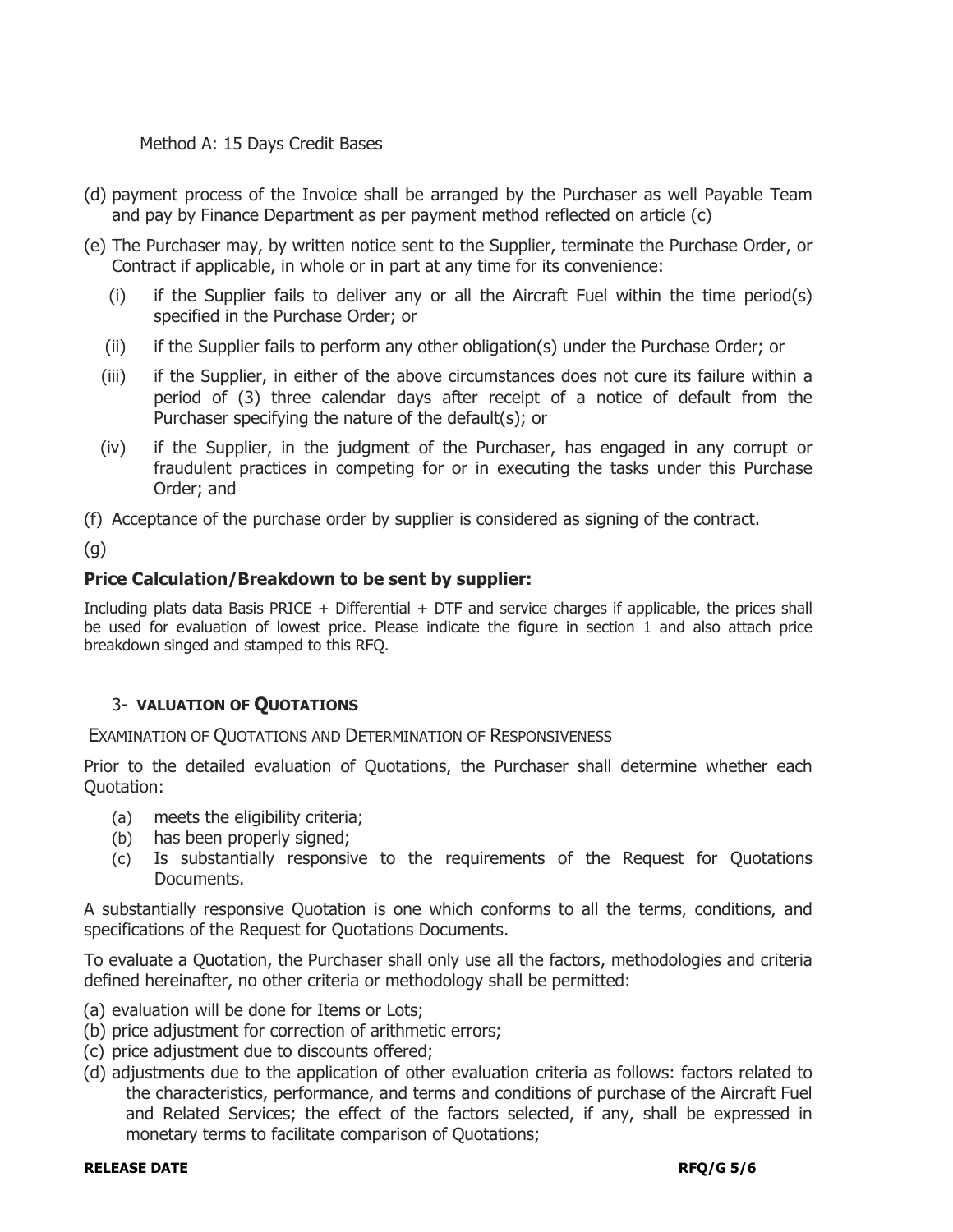Method A: 15 Days Credit Bases

(d) payment process of the Invoice shall be arranged by the Purchaser as well Payable Team and pay by Finance Department as per payment method reflected on article (c)

(e) The Purchaser may, by written notice sent to the Supplier, terminate the Purchase Order, or Contract if applicable, in whole or in part at any time for its convenience:

- (i) if the Supplier fails to deliver any or all the Aircraft Fuel within the time period(s) specified in the Purchase Order; or
- (ii) if the Supplier fails to perform any other obligation(s) under the Purchase Order; or
- (iii) if the Supplier, in either of the above circumstances does not cure its failure within a period of (3) three calendar days after receipt of a notice of default from the Purchaser specifying the nature of the default(s); or
- (iv) if the Supplier, in the judgment of the Purchaser, has engaged in any corrupt or fraudulent practices in competing for or in executing the tasks under this Purchase Order; and

(f) Acceptance of the purchase order by supplier is considered as signing of the contract.

(g)

**Price Calculation/Breakdown to be sent by supplier:**

Including plats data Basis PRICE + Differential + DTF and service charges if applicable, the prices shall be used for evaluation of lowest price. Please indicate the figure in section 1 and also attach price breakdown singed and stamped to this RFQ.

### 3- VALUATION OF QUOTATIONS

EXAMINATION OF QUOTATIONS AND DETERMINATION OF RESPONSIVENESS

Prior to the detailed evaluation of Quotations, the Purchaser shall determine whether each Quotation:

- (a) meets the eligibility criteria;
- (b) has been properly signed;
- (c) Is substantially responsive to the requirements of the Request for Quotations Documents.

A substantially responsive Quotation is one which conforms to all the terms, conditions, and specifications of the Request for Quotations Documents.

To evaluate a Quotation, the Purchaser shall only use all the factors, methodologies and criteria defined hereinafter, no other criteria or methodology shall be permitted:

- (a) evaluation will be done for Items or Lots;
- (b) price adjustment for correction of arithmetic errors;
- (c) price adjustment due to discounts offered;
- (d) adjustments due to the application of other evaluation criteria as follows: factors related to the characteristics, performance, and terms and conditions of purchase of the Aircraft Fuel and Related Services; the effect of the factors selected, if any, shall be expressed in monetary terms to facilitate comparison of Quotations;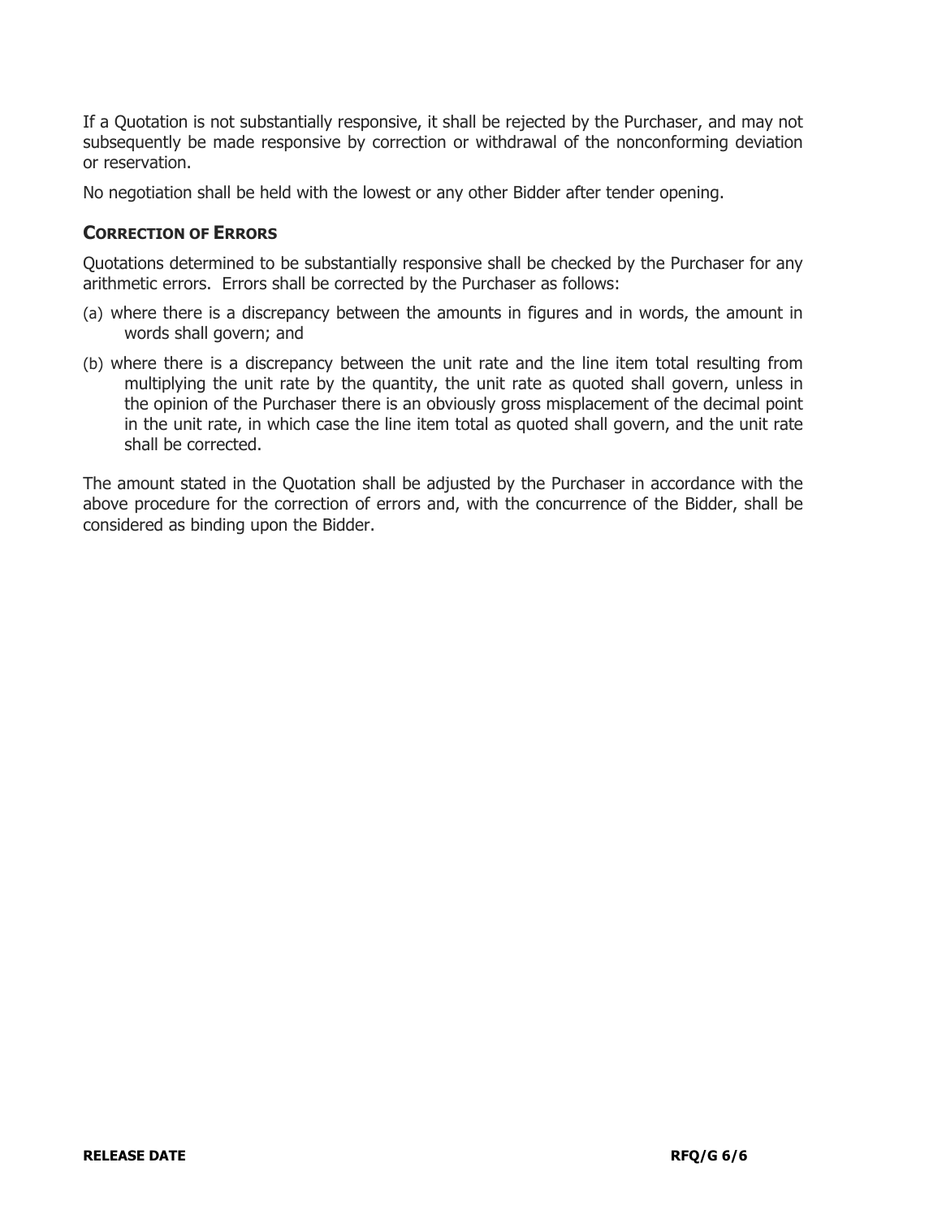If a Quotation is not substantially responsive, it shall be rejected by the Purchaser, and may not subsequently be made responsive by correction or withdrawal of the nonconforming deviation or reservation.

No negotiation shall be held with the lowest or any other Bidder after tender opening.

### **Correction of Errors**

Quotations determined to be substantially responsive shall be checked by the Purchaser for any arithmetic errors. Errors shall be corrected by the Purchaser as follows:

(a) where there is a discrepancy between the amounts in figures and in words, the amount in words shall govern; and

(b) where there is a discrepancy between the unit rate and the line item total resulting from multiplying the unit rate by the quantity, the unit rate as quoted shall govern, unless in the opinion of the Purchaser there is an obviously gross misplacement of the decimal point in the unit rate, in which case the line item total as quoted shall govern, and the unit rate shall be corrected.

The amount stated in the Quotation shall be adjusted by the Purchaser in accordance with the above procedure for the correction of errors and, with the concurrence of the Bidder, shall be considered as binding upon the Bidder.